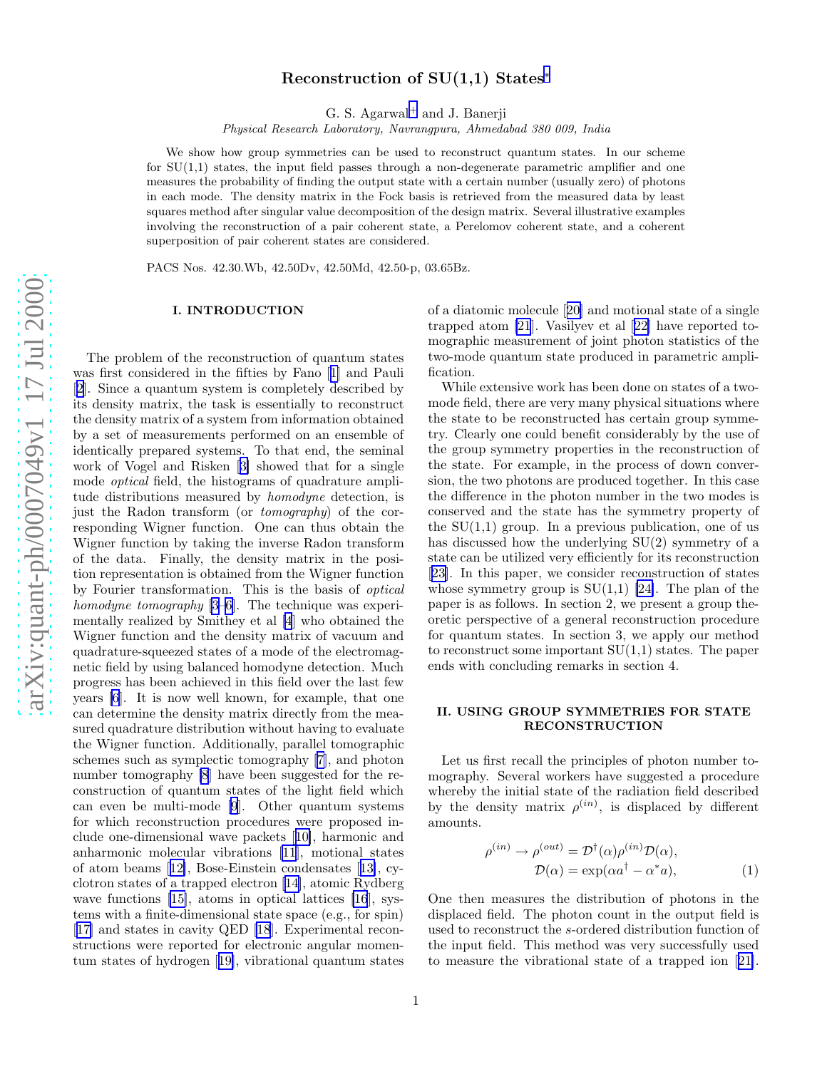# Reconstruction of SU(1,1) States*

G. S. Agarwal† and J. Banerji

*Physical Research Laboratory, Navrangpura, Ahmedabad 380 009, India*

We show how group symmetries can be used to reconstruct quantum states. In our scheme for SU(1,1) states, the input field passes through a non-degenerate parametric amplifier and one measures the probability of finding the output state with a certain number (usually zero) of photons in each mode. The density matrix in the Fock basis is retrieved from the measured data by least squares method after singular value decomposition of the design matrix. Several illustrative examples involving the reconstruction of a pair coherent state, a Perelomov coherent state, and a coherent superposition of pair coherent states are considered.

PACS Nos. 42.30.Wb, 42.50Dv, 42.50Md, 42.50-p, 03.65Bz.

## I. INTRODUCTION

The problem of the reconstruction of quantum states was first considered in the fifties by Fano [1] and Pauli [2]. Since a quantum system is completely described by its density matrix, the task is essentially to reconstruct the density matrix of a system from information obtained by a set of measurements performed on an ensemble of identically prepared systems. To that end, the seminal work of Vogel and Risken [3] showed that for a single mode *optical* field, the histograms of quadrature amplitude distributions measured by *homodyne* detection, is just the Radon transform (or *tomography*) of the corresponding Wigner function. One can thus obtain the Wigner function by taking the inverse Radon transform of the data. Finally, the density matrix in the position representation is obtained from the Wigner function by Fourier transformation. This is the basis of *optical homodyne tomography* [3–6]. The technique was experimentally realized by Smithey et al [4] who obtained the Wigner function and the density matrix of vacuum and quadrature-squeezed states of a mode of the electromagnetic field by using balanced homodyne detection. Much progress has been achieved in this field over the last few years [6]. It is now well known, for example, that one can determine the density matrix directly from the measured quadrature distribution without having to evaluate the Wigner function. Additionally, parallel tomographic schemes such as symplectic tomography [7], and photon number tomography [8] have been suggested for the reconstruction of quantum states of the light field which can even be multi-mode [9]. Other quantum systems for which reconstruction procedures were proposed include one-dimensional wave packets [10], harmonic and anharmonic molecular vibrations [11], motional states of atom beams [12], Bose-Einstein condensates [13], cyclotron states of a trapped electron [14], atomic Rydberg wave functions [15], atoms in optical lattices [16], systems with a finite-dimensional state space (e.g., for spin) [17] and states in cavity QED [18]. Experimental reconstructions were reported for electronic angular momentum states of hydrogen [19], vibrational quantum states of a diatomic molecule [20] and motional state of a single trapped atom [21]. Vasilyev et al [22] have reported tomographic measurement of joint photon statistics of the two-mode quantum state produced in parametric amplification.

While extensive work has been done on states of a two-mode field, there are very many physical situations where the state to be reconstructed has certain group symmetry. Clearly one could benefit considerably by the use of the group symmetry properties in the reconstruction of the state. For example, in the process of down conversion, the two photons are produced together. In this case the difference in the photon number in the two modes is conserved and the state has the symmetry property of the SU(1,1) group. In a previous publication, one of us has discussed how the underlying SU(2) symmetry of a state can be utilized very efficiently for its reconstruction [23]. In this paper, we consider reconstruction of states whose symmetry group is SU(1,1) [24]. The plan of the paper is as follows. In section 2, we present a group theoretic perspective of a general reconstruction procedure for quantum states. In section 3, we apply our method to reconstruct some important SU(1,1) states. The paper ends with concluding remarks in section 4.

## II. USING GROUP SYMMETRIES FOR STATE RECONSTRUCTION

Let us first recall the principles of photon number tomography. Several workers have suggested a procedure whereby the initial state of the radiation field described by the density matrix $\rho^{(in)}$, is displaced by different amounts.

$$\rho^{(in)} \to \rho^{(out)} = \mathcal{D}^{\dagger}(\alpha)\rho^{(in)}\mathcal{D}(\alpha), \qquad \mathcal{D}(\alpha) = \exp(\alpha a^{\dagger} - \alpha^{*} a), \tag{1}$$

One then measures the distribution of photons in the displaced field. The photon count in the output field is used to reconstruct the $s$-ordered distribution function of the input field. This method was very successfully used to measure the vibrational state of a trapped ion [21].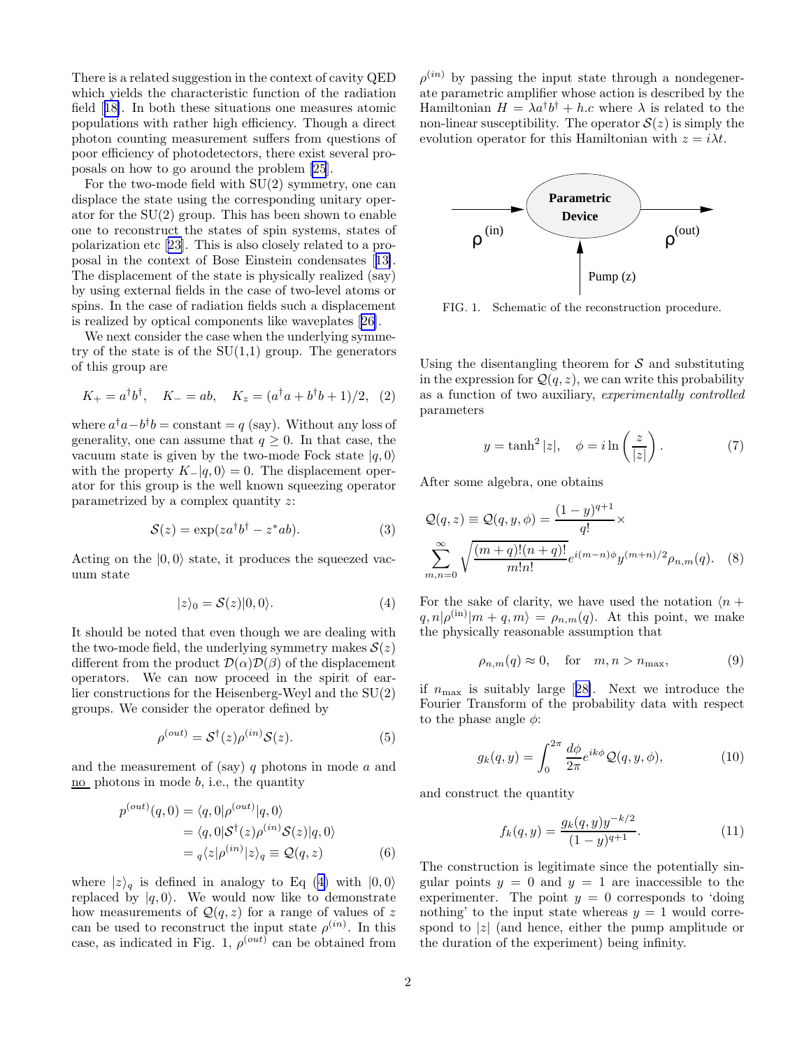There is a related suggestion in the context of cavity QED which yields the characteristic function of the radiation field [18]. In both these situations one measures atomic populations with rather high efficiency. Though a direct photon counting measurement suffers from questions of poor efficiency of photodetectors, there exist several proposals on how to go around the problem [25].

For the two-mode field with SU(2) symmetry, one can displace the state using the corresponding unitary operator for the SU(2) group. This has been shown to enable one to reconstruct the states of spin systems, states of polarization etc [23]. This is also closely related to a proposal in the context of Bose Einstein condensates [13]. The displacement of the state is physically realized (say) by using external fields in the case of two-level atoms or spins. In the case of radiation fields such a displacement is realized by optical components like waveplates [26].

We next consider the case when the underlying symmetry of the state is of the SU(1,1) group. The generators of this group are

$$K_+ = a^\dagger b^\dagger, \quad K_- = ab, \quad K_z = (a^\dagger a + b^\dagger b + 1)/2, \quad (2)$$

where $a^\dagger a - b^\dagger b = \text{constant} = q$ (say). Without any loss of generality, one can assume that $q \geq 0$. In that case, the vacuum state is given by the two-mode Fock state $|q, 0\rangle$ with the property $K_-|q, 0\rangle = 0$. The displacement operator for this group is the well known squeezing operator parametrized by a complex quantity $z$:

$$\mathcal{S}(z) = \exp(za^\dagger b^\dagger - z^* ab). \quad (3)$$

Acting on the $|0, 0\rangle$ state, it produces the squeezed vacuum state

$$|z\rangle_0 = \mathcal{S}(z)|0, 0\rangle. \quad (4)$$

It should be noted that even though we are dealing with the two-mode field, the underlying symmetry makes $\mathcal{S}(z)$ different from the product $\mathcal{D}(\alpha)\mathcal{D}(\beta)$ of the displacement operators. We can now proceed in the spirit of earlier constructions for the Heisenberg-Weyl and the SU(2) groups. We consider the operator defined by

$$\rho^{(out)} = \mathcal{S}^\dagger(z)\rho^{(in)}\mathcal{S}(z). \quad (5)$$

and the measurement of (say) $q$ photons in mode $a$ and no photons in mode $b$, i.e., the quantity

$$\begin{aligned} p^{(out)}(q, 0) &= \langle q, 0|\rho^{(out)}|q, 0\rangle \\ &= \langle q, 0|\mathcal{S}^\dagger(z)\rho^{(in)}\mathcal{S}(z)|q, 0\rangle \\ &= {}_q\langle z|\rho^{(in)}|z\rangle_q \equiv \mathcal{Q}(q, z) \end{aligned} \quad (6)$$

where $|z\rangle_q$ is defined in analogy to Eq (4) with $|0, 0\rangle$ replaced by $|q, 0\rangle$. We would now like to demonstrate how measurements of $\mathcal{Q}(q, z)$ for a range of values of $z$ can be used to reconstruct the input state $\rho^{(in)}$. In this case, as indicated in Fig. 1, $\rho^{(out)}$ can be obtained from $\rho^{(in)}$ by passing the input state through a nondegenerate parametric amplifier whose action is described by the Hamiltonian $H = \lambda a^\dagger b^\dagger + h.c$ where $\lambda$ is related to the non-linear susceptibility. The operator $\mathcal{S}(z)$ is simply the evolution operator for this Hamiltonian with $z = i\lambda t$.

FIG. 1. Schematic of the reconstruction procedure.

Using the disentangling theorem for $\mathcal{S}$ and substituting in the expression for $\mathcal{Q}(q, z)$, we can write this probability as a function of two auxiliary, *experimentally controlled* parameters

$$y = \tanh^2 |z|, \quad \phi = i \ln\left(\frac{z}{|z|}\right). \quad (7)$$

After some algebra, one obtains

$$\mathcal{Q}(q, z) \equiv \mathcal{Q}(q, y, \phi) = \frac{(1-y)^{q+1}}{q!} \times \sum_{m,n=0}^{\infty} \sqrt{\frac{(m+q)!(n+q)!}{m!n!}} e^{i(m-n)\phi} y^{(m+n)/2} \rho_{n,m}(q). \quad (8)$$

For the sake of clarity, we have used the notation $\langle n + q, n|\rho^{(\text{in})}|m + q, m\rangle = \rho_{n,m}(q)$. At this point, we make the physically reasonable assumption that

$$\rho_{n,m}(q) \approx 0, \quad \text{for} \quad m, n > n_{\max}, \quad (9)$$

if $n_{\max}$ is suitably large [28]. Next we introduce the Fourier Transform of the probability data with respect to the phase angle $\phi$:

$$g_k(q, y) = \int_0^{2\pi} \frac{d\phi}{2\pi} e^{ik\phi} \mathcal{Q}(q, y, \phi), \quad (10)$$

and construct the quantity

$$f_k(q, y) = \frac{g_k(q, y) y^{-k/2}}{(1-y)^{q+1}}. \quad (11)$$

The construction is legitimate since the potentially singular points $y = 0$ and $y = 1$ are inaccessible to the experimenter. The point $y = 0$ corresponds to 'doing nothing' to the input state whereas $y = 1$ would correspond to $|z|$ (and hence, either the pump amplitude or the duration of the experiment) being infinity.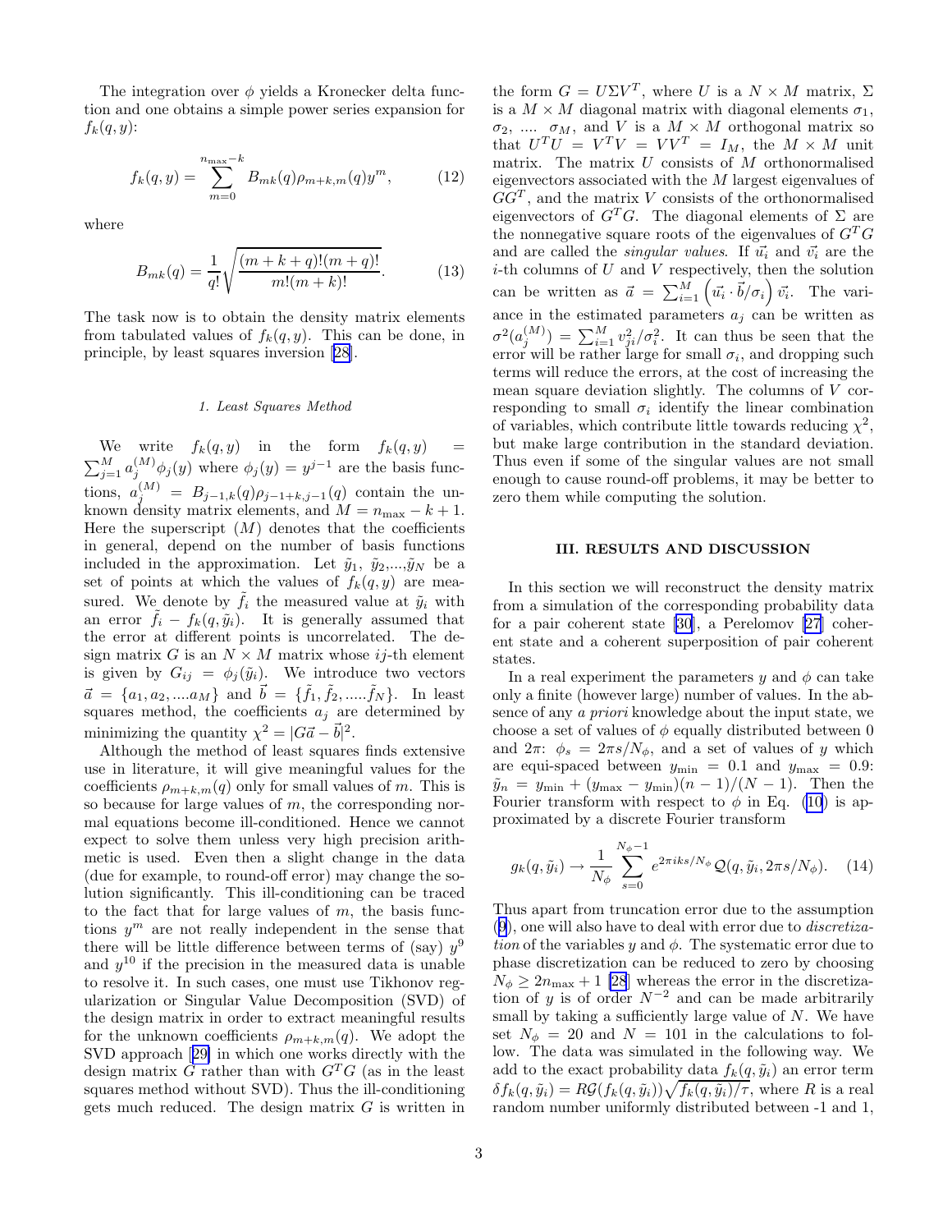The integration over $\phi$ yields a Kronecker delta function and one obtains a simple power series expansion for $f_k(q, y)$:

$$f_k(q, y) = \sum_{m=0}^{n_{\max}-k} B_{mk}(q)\rho_{m+k,m}(q)y^m, \tag{12}$$

where

$$B_{mk}(q) = \frac{1}{q!}\sqrt{\frac{(m+k+q)!(m+q)!}{m!(m+k)!}}. \tag{13}$$

The task now is to obtain the density matrix elements from tabulated values of $f_k(q, y)$. This can be done, in principle, by least squares inversion [28].

#### 1. Least Squares Method

We write $f_k(q, y)$ in the form $f_k(q, y) = \sum_{j=1}^{M} a_j^{(M)} \phi_j(y)$ where $\phi_j(y) = y^{j-1}$ are the basis functions, $a_j^{(M)} = B_{j-1,k}(q)\rho_{j-1+k,j-1}(q)$ contain the unknown density matrix elements, and $M = n_{\max} - k + 1$. Here the superscript $(M)$ denotes that the coefficients in general, depend on the number of basis functions included in the approximation. Let $\tilde{y}_1, \tilde{y}_2, ..., \tilde{y}_N$ be a set of points at which the values of $f_k(q, y)$ are measured. We denote by $\tilde{f}_i$ the measured value at $\tilde{y}_i$ with an error $\tilde{f}_i - f_k(q, \tilde{y}_i)$. It is generally assumed that the error at different points is uncorrelated. The design matrix $G$ is an $N \times M$ matrix whose $ij$-th element is given by $G_{ij} = \phi_j(\tilde{y}_i)$. We introduce two vectors $\vec{a} = \{a_1, a_2, ....a_M\}$ and $\vec{b} = \{\tilde{f}_1, \tilde{f}_2, .....\tilde{f}_N\}$. In least squares method, the coefficients $a_j$ are determined by minimizing the quantity $\chi^2 = |G\vec{a} - \vec{b}|^2$.

Although the method of least squares finds extensive use in literature, it will give meaningful values for the coefficients $\rho_{m+k,m}(q)$ only for small values of $m$. This is so because for large values of $m$, the corresponding normal equations become ill-conditioned. Hence we cannot expect to solve them unless very high precision arithmetic is used. Even then a slight change in the data (due for example, to round-off error) may change the solution significantly. This ill-conditioning can be traced to the fact that for large values of $m$, the basis functions $y^m$ are not really independent in the sense that there will be little difference between terms of (say) $y^9$ and $y^{10}$ if the precision in the measured data is unable to resolve it. In such cases, one must use Tikhonov regularization or Singular Value Decomposition (SVD) of the design matrix in order to extract meaningful results for the unknown coefficients $\rho_{m+k,m}(q)$. We adopt the SVD approach [29] in which one works directly with the design matrix $G$ rather than with $G^TG$ (as in the least squares method without SVD). Thus the ill-conditioning gets much reduced. The design matrix $G$ is written in the form $G = U\Sigma V^T$, where $U$ is a $N \times M$ matrix, $\Sigma$ is a $M \times M$ diagonal matrix with diagonal elements $\sigma_1$, $\sigma_2$, .... $\sigma_M$, and $V$ is a $M \times M$ orthogonal matrix so that $U^TU = V^TV = VV^T = I_M$, the $M \times M$ unit matrix. The matrix $U$ consists of $M$ orthonormalised eigenvectors associated with the $M$ largest eigenvalues of $GG^T$, and the matrix $V$ consists of the orthonormalised eigenvectors of $G^TG$. The diagonal elements of $\Sigma$ are the nonnegative square roots of the eigenvalues of $G^TG$ and are called the *singular values*. If $\vec{u_i}$ and $\vec{v_i}$ are the $i$-th columns of $U$ and $V$ respectively, then the solution can be written as $\vec{a} = \sum_{i=1}^{M} \left(\vec{u_i} \cdot \vec{b}/\sigma_i\right) \vec{v_i}$. The variance in the estimated parameters $a_j$ can be written as $\sigma^2(a_j^{(M)}) = \sum_{i=1}^{M} v_{ji}^2/\sigma_i^2$. It can thus be seen that the error will be rather large for small $\sigma_i$, and dropping such terms will reduce the errors, at the cost of increasing the mean square deviation slightly. The columns of $V$ corresponding to small $\sigma_i$ identify the linear combination of variables, which contribute little towards reducing $\chi^2$, but make large contribution in the standard deviation. Thus even if some of the singular values are not small enough to cause round-off problems, it may be better to zero them while computing the solution.

## III. RESULTS AND DISCUSSION

In this section we will reconstruct the density matrix from a simulation of the corresponding probability data for a pair coherent state [30], a Perelomov [27] coherent state and a coherent superposition of pair coherent states.

In a real experiment the parameters $y$ and $\phi$ can take only a finite (however large) number of values. In the absence of any *a priori* knowledge about the input state, we choose a set of values of $\phi$ equally distributed between 0 and $2\pi$: $\phi_s = 2\pi s/N_\phi$, and a set of values of $y$ which are equi-spaced between $y_{\min} = 0.1$ and $y_{\max} = 0.9$: $\tilde{y}_n = y_{\min} + (y_{\max} - y_{\min})(n-1)/(N-1)$. Then the Fourier transform with respect to $\phi$ in Eq. (10) is approximated by a discrete Fourier transform

$$g_k(q, \tilde{y}_i) \to \frac{1}{N_\phi} \sum_{s=0}^{N_\phi - 1} e^{2\pi i k s/N_\phi} \mathcal{Q}(q, \tilde{y}_i, 2\pi s/N_\phi). \tag{14}$$

Thus apart from truncation error due to the assumption (9), one will also have to deal with error due to *discretization* of the variables $y$ and $\phi$. The systematic error due to phase discretization can be reduced to zero by choosing $N_\phi \geq 2n_{\max} + 1$ [28] whereas the error in the discretization of $y$ is of order $N^{-2}$ and can be made arbitrarily small by taking a sufficiently large value of $N$. We have set $N_\phi = 20$ and $N = 101$ in the calculations to follow. The data was simulated in the following way. We add to the exact probability data $f_k(q, \tilde{y}_i)$ an error term $\delta f_k(q, \tilde{y}_i) = R\mathcal{G}(f_k(q, \tilde{y}_i))\sqrt{f_k(q, \tilde{y}_i)/\tau}$, where $R$ is a real random number uniformly distributed between -1 and 1,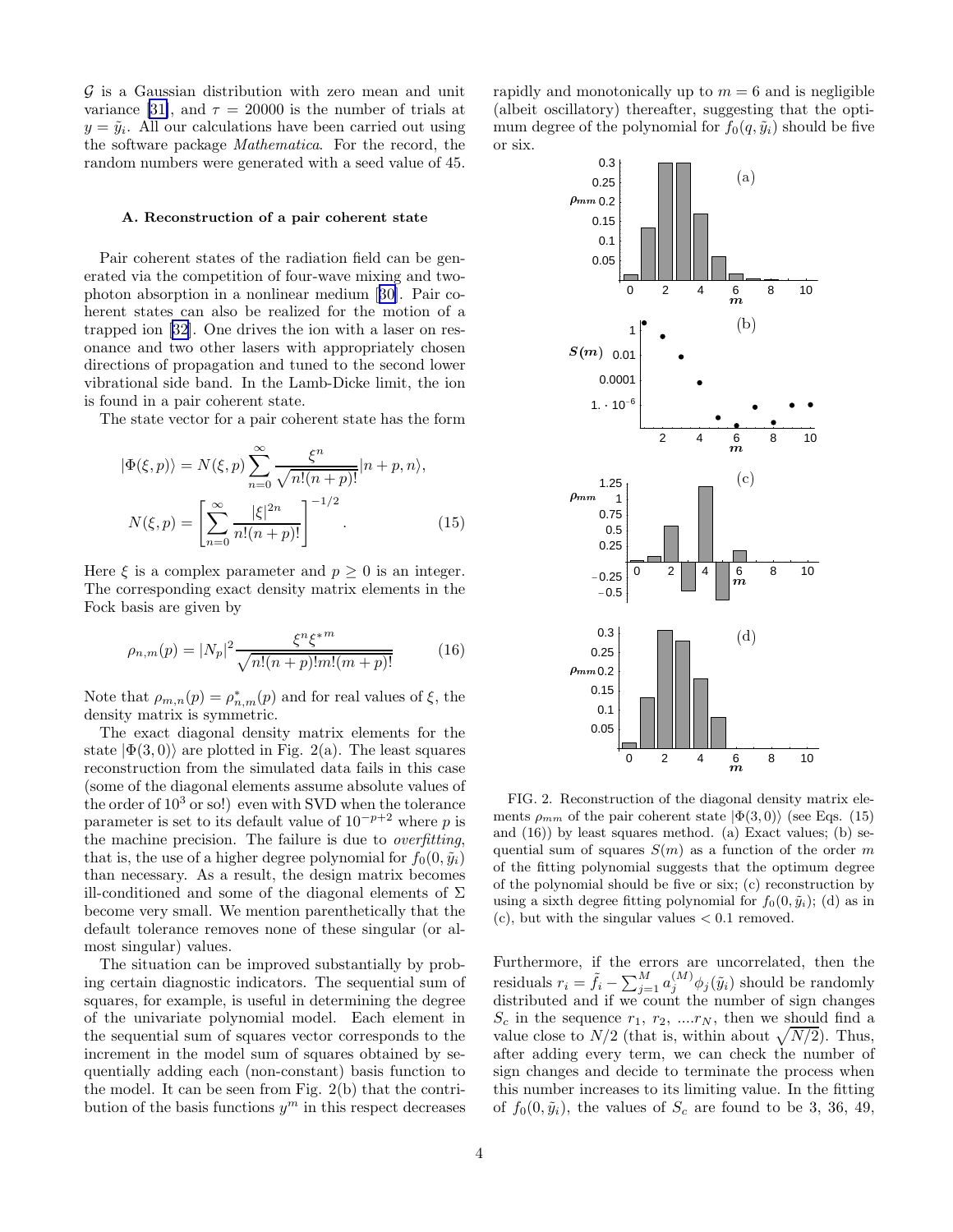$\mathcal{G}$ is a Gaussian distribution with zero mean and unit variance [31], and $\tau = 20000$ is the number of trials at $y = \tilde{y}_i$. All our calculations have been carried out using the software package *Mathematica*. For the record, the random numbers were generated with a seed value of 45.

### A. Reconstruction of a pair coherent state

Pair coherent states of the radiation field can be generated via the competition of four-wave mixing and two-photon absorption in a nonlinear medium [30]. Pair coherent states can also be realized for the motion of a trapped ion [32]. One drives the ion with a laser on resonance and two other lasers with appropriately chosen directions of propagation and tuned to the second lower vibrational side band. In the Lamb-Dicke limit, the ion is found in a pair coherent state.

The state vector for a pair coherent state has the form

$$|\Phi(\xi, p)\rangle = N(\xi, p) \sum_{n=0}^{\infty} \frac{\xi^n}{\sqrt{n!(n+p)!}} |n+p, n\rangle,$$
$$N(\xi, p) = \left[ \sum_{n=0}^{\infty} \frac{|\xi|^{2n}}{n!(n+p)!} \right]^{-1/2}. \tag{15}$$

Here $\xi$ is a complex parameter and $p \geq 0$ is an integer. The corresponding exact density matrix elements in the Fock basis are given by

$$\rho_{n,m}(p) = |N_p|^2 \frac{\xi^n \xi^{*m}}{\sqrt{n!(n+p)!m!(m+p)!}} \tag{16}$$

Note that $\rho_{m,n}(p) = \rho^*_{n,m}(p)$ and for real values of $\xi$, the density matrix is symmetric.

The exact diagonal density matrix elements for the state $|\Phi(3, 0)\rangle$ are plotted in Fig. 2(a). The least squares reconstruction from the simulated data fails in this case (some of the diagonal elements assume absolute values of the order of $10^3$ or so!) even with SVD when the tolerance parameter is set to its default value of $10^{-p+2}$ where $p$ is the machine precision. The failure is due to *overfitting*, that is, the use of a higher degree polynomial for $f_0(0, \tilde{y}_i)$ than necessary. As a result, the design matrix becomes ill-conditioned and some of the diagonal elements of $\Sigma$ become very small. We mention parenthetically that the default tolerance removes none of these singular (or almost singular) values.

The situation can be improved substantially by probing certain diagnostic indicators. The sequential sum of squares, for example, is useful in determining the degree of the univariate polynomial model. Each element in the sequential sum of squares vector corresponds to the increment in the model sum of squares obtained by sequentially adding each (non-constant) basis function to the model. It can be seen from Fig. 2(b) that the contribution of the basis functions $y^m$ in this respect decreases rapidly and monotonically up to $m = 6$ and is negligible (albeit oscillatory) thereafter, suggesting that the optimum degree of the polynomial for $f_0(q, \tilde{y}_i)$ should be five or six.

FIG. 2. Reconstruction of the diagonal density matrix elements $\rho_{mm}$ of the pair coherent state $|\Phi(3, 0)\rangle$ (see Eqs. (15) and (16)) by least squares method. (a) Exact values; (b) sequential sum of squares $S(m)$ as a function of the order $m$ of the fitting polynomial suggests that the optimum degree of the polynomial should be five or six; (c) reconstruction by using a sixth degree fitting polynomial for $f_0(0, \tilde{y}_i)$; (d) as in (c), but with the singular values $< 0.1$ removed.

Furthermore, if the errors are uncorrelated, then the residuals $r_i = \tilde{f}_i - \sum_{j=1}^{M} a_j^{(M)} \phi_j(\tilde{y}_i)$ should be randomly distributed and if we count the number of sign changes $S_c$ in the sequence $r_1, r_2, ....r_N$, then we should find a value close to $N/2$ (that is, within about $\sqrt{N/2}$). Thus, after adding every term, we can check the number of sign changes and decide to terminate the process when this number increases to its limiting value. In the fitting of $f_0(0, \tilde{y}_i)$, the values of $S_c$ are found to be 3, 36, 49,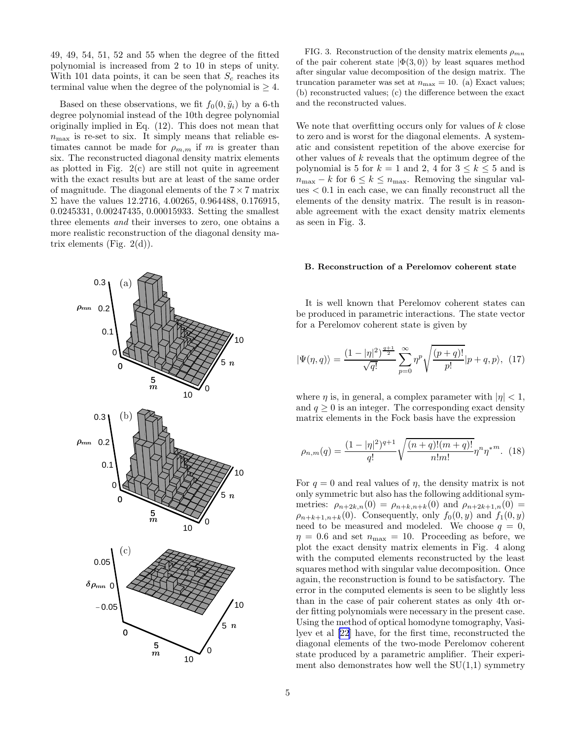49, 49, 54, 51, 52 and 55 when the degree of the fitted polynomial is increased from 2 to 10 in steps of unity. With 101 data points, it can be seen that $S_c$ reaches its terminal value when the degree of the polynomial is $\geq 4$.

Based on these observations, we fit $f_0(0, \tilde{y}_i)$ by a 6-th degree polynomial instead of the 10th degree polynomial originally implied in Eq. (12). This does not mean that $n_{\max}$ is re-set to six. It simply means that reliable estimates cannot be made for $\rho_{m,m}$ if $m$ is greater than six. The reconstructed diagonal density matrix elements as plotted in Fig. 2(c) are still not quite in agreement with the exact results but are at least of the same order of magnitude. The diagonal elements of the $7 \times 7$ matrix $\Sigma$ have the values 12.2716, 4.00265, 0.964488, 0.176915, 0.0245331, 0.00247435, 0.00015933. Setting the smallest three elements *and* their inverses to zero, one obtains a more realistic reconstruction of the diagonal density matrix elements (Fig. 2(d)).

FIG. 3. Reconstruction of the density matrix elements $\rho_{mn}$ of the pair coherent state $|\Phi(3, 0)\rangle$ by least squares method after singular value decomposition of the design matrix. The truncation parameter was set at $n_{\max} = 10$. (a) Exact values; (b) reconstructed values; (c) the difference between the exact and the reconstructed values.

We note that overfitting occurs only for values of $k$ close to zero and is worst for the diagonal elements. A systematic and consistent repetition of the above exercise for other values of $k$ reveals that the optimum degree of the polynomial is 5 for $k = 1$ and 2, 4 for $3 \leq k \leq 5$ and is $n_{\max} - k$ for $6 \leq k \leq n_{\max}$. Removing the singular values $< 0.1$ in each case, we can finally reconstruct all the elements of the density matrix. The result is in reasonable agreement with the exact density matrix elements as seen in Fig. 3.

### B. Reconstruction of a Perelomov coherent state

It is well known that Perelomov coherent states can be produced in parametric interactions. The state vector for a Perelomov coherent state is given by

$$|\Psi(\eta, q)\rangle = \frac{(1 - |\eta|^2)^{\frac{q+1}{2}}}{\sqrt{q!}} \sum_{p=0}^{\infty} \eta^p \sqrt{\frac{(p+q)!}{p!}} |p + q, p\rangle, \quad (17)$$

where $\eta$ is, in general, a complex parameter with $|\eta| < 1$, and $q \geq 0$ is an integer. The corresponding exact density matrix elements in the Fock basis have the expression

$$\rho_{n,m}(q) = \frac{(1 - |\eta|^2)^{q+1}}{q!} \sqrt{\frac{(n+q)!(m+q)!}{n!m!}} \eta^n \eta^{*m}. \quad (18)$$

For $q = 0$ and real values of $\eta$, the density matrix is not only symmetric but also has the following additional symmetries: $\rho_{n+2k,n}(0) = \rho_{n+k,n+k}(0)$ and $\rho_{n+2k+1,n}(0) = \rho_{n+k+1,n+k}(0)$. Consequently, only $f_0(0, y)$ and $f_1(0, y)$ need to be measured and modeled. We choose $q = 0$, $\eta = 0.6$ and set $n_{\max} = 10$. Proceeding as before, we plot the exact density matrix elements in Fig. 4 along with the computed elements reconstructed by the least squares method with singular value decomposition. Once again, the reconstruction is found to be satisfactory. The error in the computed elements is seen to be slightly less than in the case of pair coherent states as only 4th order fitting polynomials were necessary in the present case. Using the method of optical homodyne tomography, Vasilyev et al [22] have, for the first time, reconstructed the diagonal elements of the two-mode Perelomov coherent state produced by a parametric amplifier. Their experiment also demonstrates how well the SU(1,1) symmetry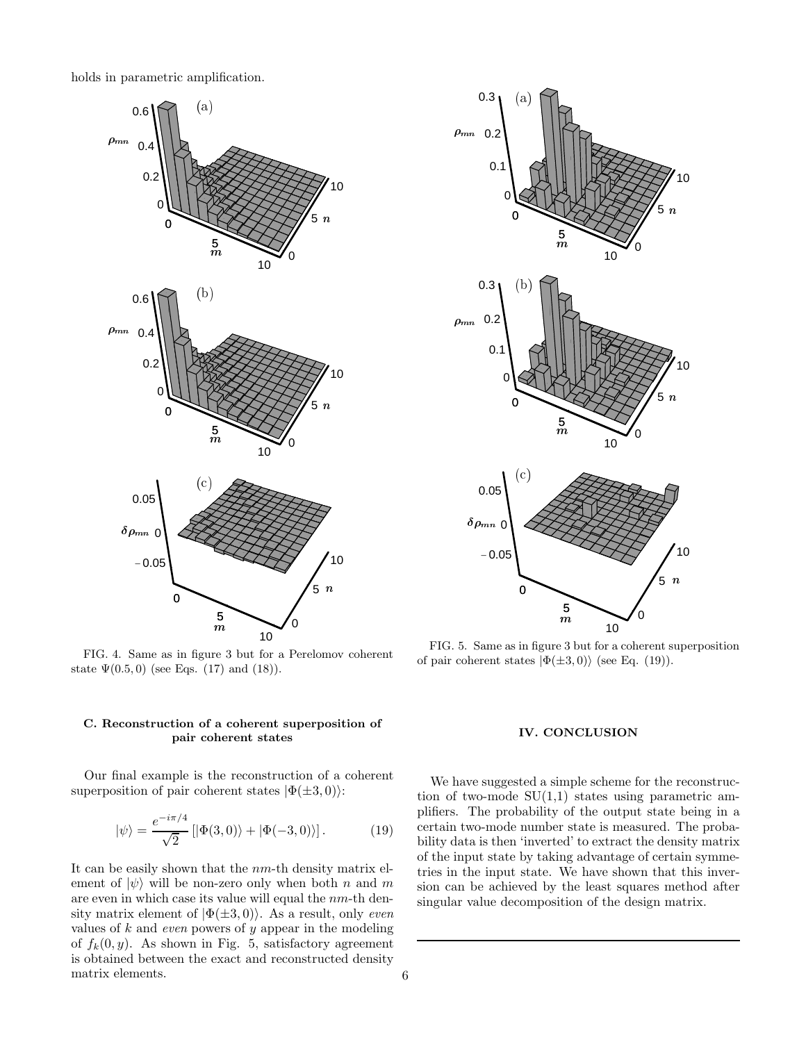holds in parametric amplification.

FIG. 4. Same as in figure 3 but for a Perelomov coherent state $\Psi(0.5, 0)$ (see Eqs. (17) and (18)).

### C. Reconstruction of a coherent superposition of pair coherent states

Our final example is the reconstruction of a coherent superposition of pair coherent states $|\Phi(\pm 3, 0)\rangle$:

$$|\psi\rangle = \frac{e^{-i\pi/4}}{\sqrt{2}} \left[ |\Phi(3,0)\rangle + |\Phi(-3,0)\rangle \right]. \tag{19}$$

It can be easily shown that the $nm$-th density matrix element of $|\psi\rangle$ will be non-zero only when both $n$ and $m$ are even in which case its value will equal the $nm$-th density matrix element of $|\Phi(\pm 3, 0)\rangle$. As a result, only *even* values of $k$ and *even* powers of $y$ appear in the modeling of $f_k(0, y)$. As shown in Fig. 5, satisfactory agreement is obtained between the exact and reconstructed density matrix elements.

FIG. 5. Same as in figure 3 but for a coherent superposition of pair coherent states $|\Phi(\pm 3, 0)\rangle$ (see Eq. (19)).

## IV. CONCLUSION

We have suggested a simple scheme for the reconstruction of two-mode SU(1,1) states using parametric amplifiers. The probability of the output state being in a certain two-mode number state is measured. The probability data is then 'inverted' to extract the density matrix of the input state by taking advantage of certain symmetries in the input state. We have shown that this inversion can be achieved by the least squares method after singular value decomposition of the design matrix.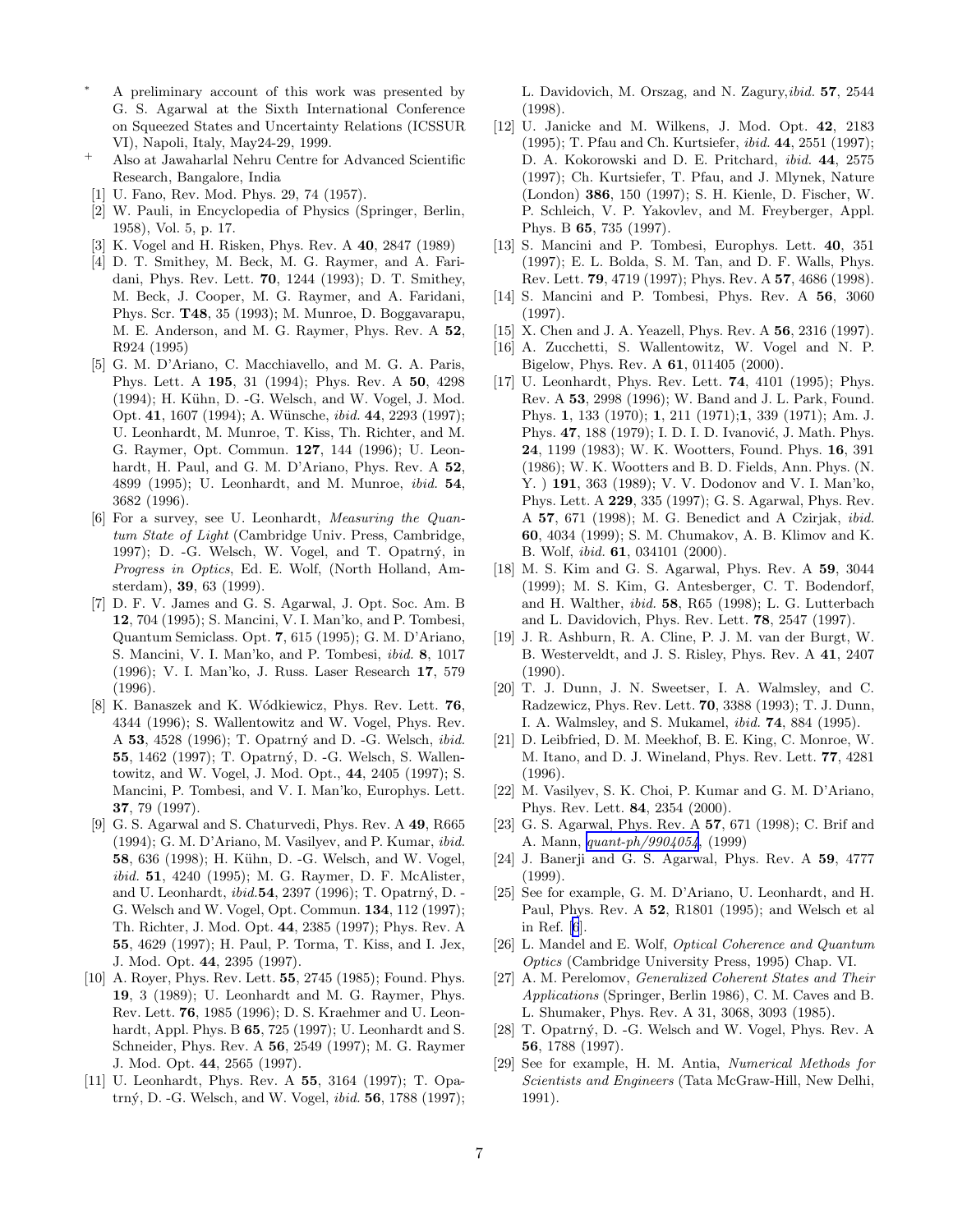* A preliminary account of this work was presented by G. S. Agarwal at the Sixth International Conference on Squeezed States and Uncertainty Relations (ICSSUR VI), Napoli, Italy, May24-29, 1999.

+ Also at Jawaharlal Nehru Centre for Advanced Scientific Research, Bangalore, India

[1] U. Fano, Rev. Mod. Phys. 29, 74 (1957).

[2] W. Pauli, in Encyclopedia of Physics (Springer, Berlin, 1958), Vol. 5, p. 17.

[3] K. Vogel and H. Risken, Phys. Rev. A **40**, 2847 (1989)

[4] D. T. Smithey, M. Beck, M. G. Raymer, and A. Faridani, Phys. Rev. Lett. **70**, 1244 (1993); D. T. Smithey, M. Beck, J. Cooper, M. G. Raymer, and A. Faridani, Phys. Scr. **T48**, 35 (1993); M. Munroe, D. Boggavarapu, M. E. Anderson, and M. G. Raymer, Phys. Rev. A **52**, R924 (1995)

[5] G. M. D'Ariano, C. Macchiavello, and M. G. A. Paris, Phys. Lett. A **195**, 31 (1994); Phys. Rev. A **50**, 4298 (1994); H. Kühn, D. -G. Welsch, and W. Vogel, J. Mod. Opt. **41**, 1607 (1994); A. Wünsche, *ibid.* **44**, 2293 (1997); U. Leonhardt, M. Munroe, T. Kiss, Th. Richter, and M. G. Raymer, Opt. Commun. **127**, 144 (1996); U. Leonhardt, H. Paul, and G. M. D'Ariano, Phys. Rev. A **52**, 4899 (1995); U. Leonhardt, and M. Munroe, *ibid.* **54**, 3682 (1996).

[6] For a survey, see U. Leonhardt, *Measuring the Quantum State of Light* (Cambridge Univ. Press, Cambridge, 1997); D. -G. Welsch, W. Vogel, and T. Opatrný, in *Progress in Optics*, Ed. E. Wolf, (North Holland, Amsterdam), **39**, 63 (1999).

[7] D. F. V. James and G. S. Agarwal, J. Opt. Soc. Am. B **12**, 704 (1995); S. Mancini, V. I. Man'ko, and P. Tombesi, Quantum Semiclass. Opt. **7**, 615 (1995); G. M. D'Ariano, S. Mancini, V. I. Man'ko, and P. Tombesi, *ibid.* **8**, 1017 (1996); V. I. Man'ko, J. Russ. Laser Research **17**, 579 (1996).

[8] K. Banaszek and K. Wódkiewicz, Phys. Rev. Lett. **76**, 4344 (1996); S. Wallentowitz and W. Vogel, Phys. Rev. A **53**, 4528 (1996); T. Opatrný and D. -G. Welsch, *ibid.* **55**, 1462 (1997); T. Opatrný, D. -G. Welsch, S. Wallentowitz, and W. Vogel, J. Mod. Opt., **44**, 2405 (1997); S. Mancini, P. Tombesi, and V. I. Man'ko, Europhys. Lett. **37**, 79 (1997).

[9] G. S. Agarwal and S. Chaturvedi, Phys. Rev. A **49**, R665 (1994); G. M. D'Ariano, M. Vasilyev, and P. Kumar, *ibid.* **58**, 636 (1998); H. Kühn, D. -G. Welsch, and W. Vogel, *ibid.* **51**, 4240 (1995); M. G. Raymer, D. F. McAlister, and U. Leonhardt, *ibid.***54**, 2397 (1996); T. Opatrný, D. -G. Welsch and W. Vogel, Opt. Commun. **134**, 112 (1997); Th. Richter, J. Mod. Opt. **44**, 2385 (1997); Phys. Rev. A **55**, 4629 (1997); H. Paul, P. Torma, T. Kiss, and I. Jex, J. Mod. Opt. **44**, 2395 (1997).

[10] A. Royer, Phys. Rev. Lett. **55**, 2745 (1985); Found. Phys. **19**, 3 (1989); U. Leonhardt and M. G. Raymer, Phys. Rev. Lett. **76**, 1985 (1996); D. S. Kraehmer and U. Leonhardt, Appl. Phys. B **65**, 725 (1997); U. Leonhardt and S. Schneider, Phys. Rev. A **56**, 2549 (1997); M. G. Raymer J. Mod. Opt. **44**, 2565 (1997).

[11] U. Leonhardt, Phys. Rev. A **55**, 3164 (1997); T. Opatrný, D. -G. Welsch, and W. Vogel, *ibid.* **56**, 1788 (1997); L. Davidovich, M. Orszag, and N. Zagury,*ibid.* **57**, 2544 (1998).

[12] U. Janicke and M. Wilkens, J. Mod. Opt. **42**, 2183 (1995); T. Pfau and Ch. Kurtsiefer, *ibid.* **44**, 2551 (1997); D. A. Kokorowski and D. E. Pritchard, *ibid.* **44**, 2575 (1997); Ch. Kurtsiefer, T. Pfau, and J. Mlynek, Nature (London) **386**, 150 (1997); S. H. Kienle, D. Fischer, W. P. Schleich, V. P. Yakovlev, and M. Freyberger, Appl. Phys. B **65**, 735 (1997).

[13] S. Mancini and P. Tombesi, Europhys. Lett. **40**, 351 (1997); E. L. Bolda, S. M. Tan, and D. F. Walls, Phys. Rev. Lett. **79**, 4719 (1997); Phys. Rev. A **57**, 4686 (1998).

[14] S. Mancini and P. Tombesi, Phys. Rev. A **56**, 3060 (1997).

[15] X. Chen and J. A. Yeazell, Phys. Rev. A **56**, 2316 (1997).

[16] A. Zucchetti, S. Wallentowitz, W. Vogel and N. P. Bigelow, Phys. Rev. A **61**, 011405 (2000).

[17] U. Leonhardt, Phys. Rev. Lett. **74**, 4101 (1995); Phys. Rev. A **53**, 2998 (1996); W. Band and J. L. Park, Found. Phys. **1**, 133 (1970); **1**, 211 (1971);**1**, 339 (1971); Am. J. Phys. **47**, 188 (1979); I. D. I. D. Ivanović, J. Math. Phys. **24**, 1199 (1983); W. K. Wootters, Found. Phys. **16**, 391 (1986); W. K. Wootters and B. D. Fields, Ann. Phys. (N. Y. ) **191**, 363 (1989); V. V. Dodonov and V. I. Man'ko, Phys. Lett. A **229**, 335 (1997); G. S. Agarwal, Phys. Rev. A **57**, 671 (1998); M. G. Benedict and A Czirjak, *ibid.* **60**, 4034 (1999); S. M. Chumakov, A. B. Klimov and K. B. Wolf, *ibid.* **61**, 034101 (2000).

[18] M. S. Kim and G. S. Agarwal, Phys. Rev. A **59**, 3044 (1999); M. S. Kim, G. Antesberger, C. T. Bodendorf, and H. Walther, *ibid.* **58**, R65 (1998); L. G. Lutterbach and L. Davidovich, Phys. Rev. Lett. **78**, 2547 (1997).

[19] J. R. Ashburn, R. A. Cline, P. J. M. van der Burgt, W. B. Westerveldt, and J. S. Risley, Phys. Rev. A **41**, 2407 (1990).

[20] T. J. Dunn, J. N. Sweetser, I. A. Walmsley, and C. Radzewicz, Phys. Rev. Lett. **70**, 3388 (1993); T. J. Dunn, I. A. Walmsley, and S. Mukamel, *ibid.* **74**, 884 (1995).

[21] D. Leibfried, D. M. Meekhof, B. E. King, C. Monroe, W. M. Itano, and D. J. Wineland, Phys. Rev. Lett. **77**, 4281 (1996).

[22] M. Vasilyev, S. K. Choi, P. Kumar and G. M. D'Ariano, Phys. Rev. Lett. **84**, 2354 (2000).

[23] G. S. Agarwal, Phys. Rev. A **57**, 671 (1998); C. Brif and A. Mann, *quant-ph/9904054*, (1999)

[24] J. Banerji and G. S. Agarwal, Phys. Rev. A **59**, 4777 (1999).

[25] See for example, G. M. D'Ariano, U. Leonhardt, and H. Paul, Phys. Rev. A **52**, R1801 (1995); and Welsch et al in Ref. [6].

[26] L. Mandel and E. Wolf, *Optical Coherence and Quantum Optics* (Cambridge University Press, 1995) Chap. VI.

[27] A. M. Perelomov, *Generalized Coherent States and Their Applications* (Springer, Berlin 1986), C. M. Caves and B. L. Shumaker, Phys. Rev. A 31, 3068, 3093 (1985).

[28] T. Opatrný, D. -G. Welsch and W. Vogel, Phys. Rev. A **56**, 1788 (1997).

[29] See for example, H. M. Antia, *Numerical Methods for Scientists and Engineers* (Tata McGraw-Hill, New Delhi, 1991).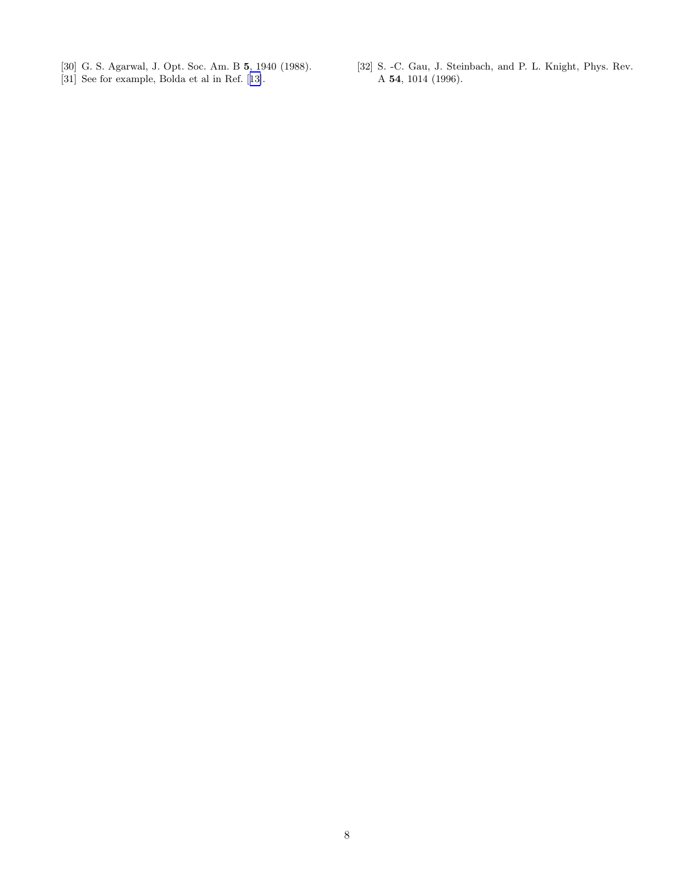[30] G. S. Agarwal, J. Opt. Soc. Am. B **5**, 1940 (1988).

[31] See for example, Bolda et al in Ref. [13].

[32] S. -C. Gau, J. Steinbach, and P. L. Knight, Phys. Rev. A **54**, 1014 (1996).